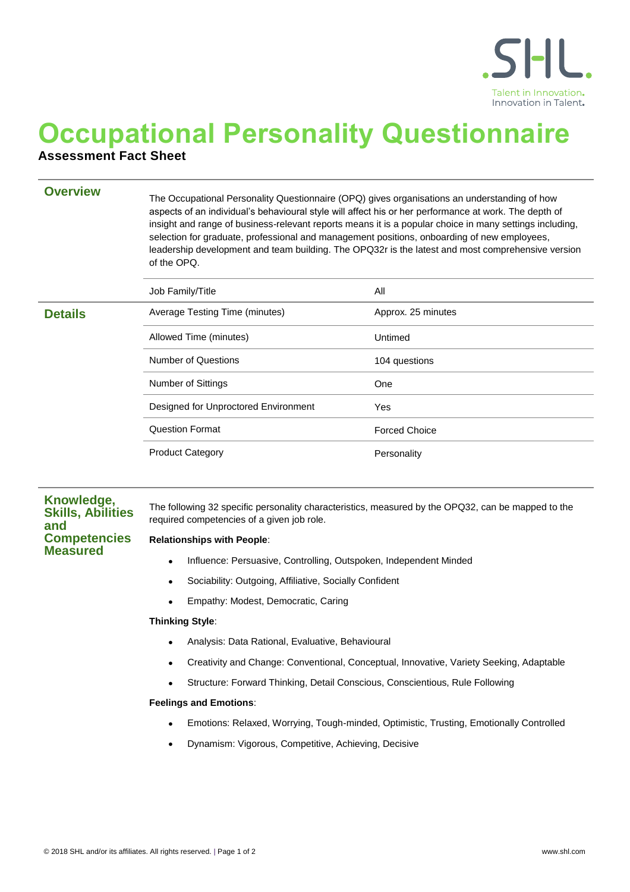# Occupational Personality Questionnaire

**Assessment Fact Sheet**

## Overview

The Occupational Personality Questionnaire (OPQ) gives organisations an understanding of how aspects of an individual's behavioural style will affect his or her performance at work. The depth of insight and range of business-relevant reports means it is a popular choice in many settings including, selection for graduate, professional and management positions, onboarding of new employees, leadership development and team building. The OPQ32r is the latest and most comprehensive version of the OPQ.

## Details

| | |
|---|---|
| Job Family/Title | All |
| Average Testing Time (minutes) | Approx. 25 minutes |
| Allowed Time (minutes) | Untimed |
| Number of Questions | 104 questions |
| Number of Sittings | One |
| Designed for Unproctored Environment | Yes |
| Question Format | Forced Choice |
| Product Category | Personality |

## Knowledge, Skills, Abilities and Competencies Measured

The following 32 specific personality characteristics, measured by the OPQ32, can be mapped to the required competencies of a given job role.

**Relationships with People**:

- Influence: Persuasive, Controlling, Outspoken, Independent Minded
- Sociability: Outgoing, Affiliative, Socially Confident
- Empathy: Modest, Democratic, Caring

**Thinking Style**:

- Analysis: Data Rational, Evaluative, Behavioural
- Creativity and Change: Conventional, Conceptual, Innovative, Variety Seeking, Adaptable
- Structure: Forward Thinking, Detail Conscious, Conscientious, Rule Following

**Feelings and Emotions**:

- Emotions: Relaxed, Worrying, Tough-minded, Optimistic, Trusting, Emotionally Controlled
- Dynamism: Vigorous, Competitive, Achieving, Decisive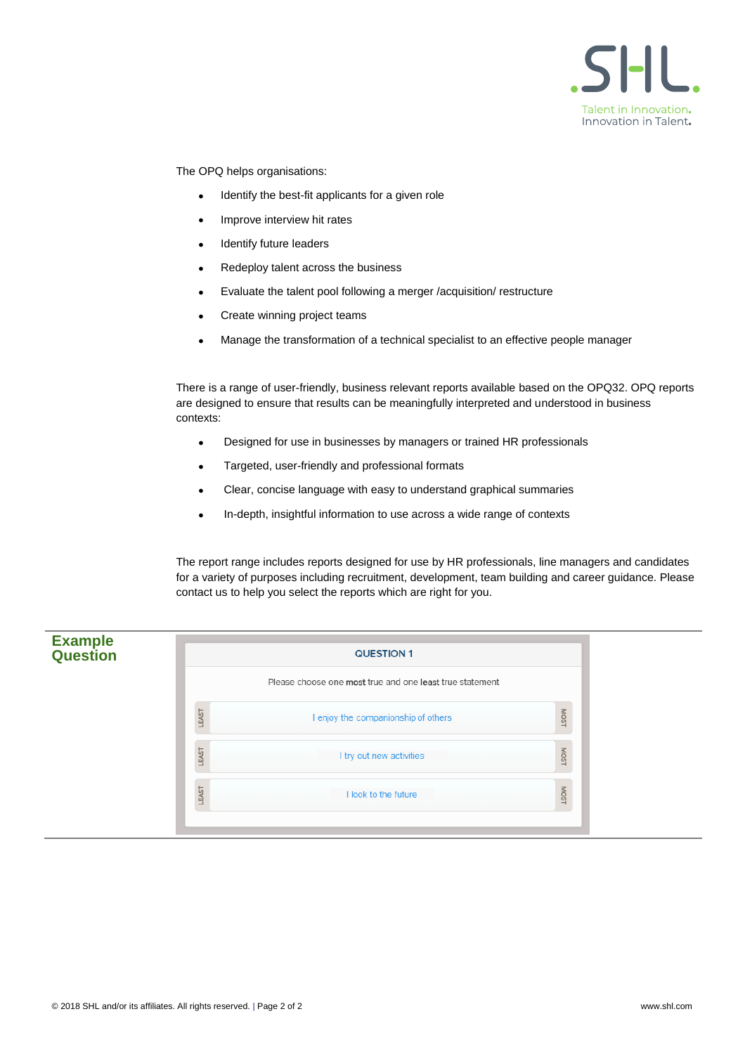The OPQ helps organisations:

- Identify the best-fit applicants for a given role
- Improve interview hit rates
- Identify future leaders
- Redeploy talent across the business
- Evaluate the talent pool following a merger /acquisition/ restructure
- Create winning project teams
- Manage the transformation of a technical specialist to an effective people manager

There is a range of user-friendly, business relevant reports available based on the OPQ32. OPQ reports are designed to ensure that results can be meaningfully interpreted and understood in business contexts:

- Designed for use in businesses by managers or trained HR professionals
- Targeted, user-friendly and professional formats
- Clear, concise language with easy to understand graphical summaries
- In-depth, insightful information to use across a wide range of contexts

The report range includes reports designed for use by HR professionals, line managers and candidates for a variety of purposes including recruitment, development, team building and career guidance. Please contact us to help you select the reports which are right for you.

## Example Question

**QUESTION 1**

Please choose one **most** true and one **least** true statement

| | | |
|---|---|---|
| LEAST | I enjoy the companionship of others | MOST |
| LEAST | I try out new activities | MOST |
| LEAST | I look to the future | MOST |